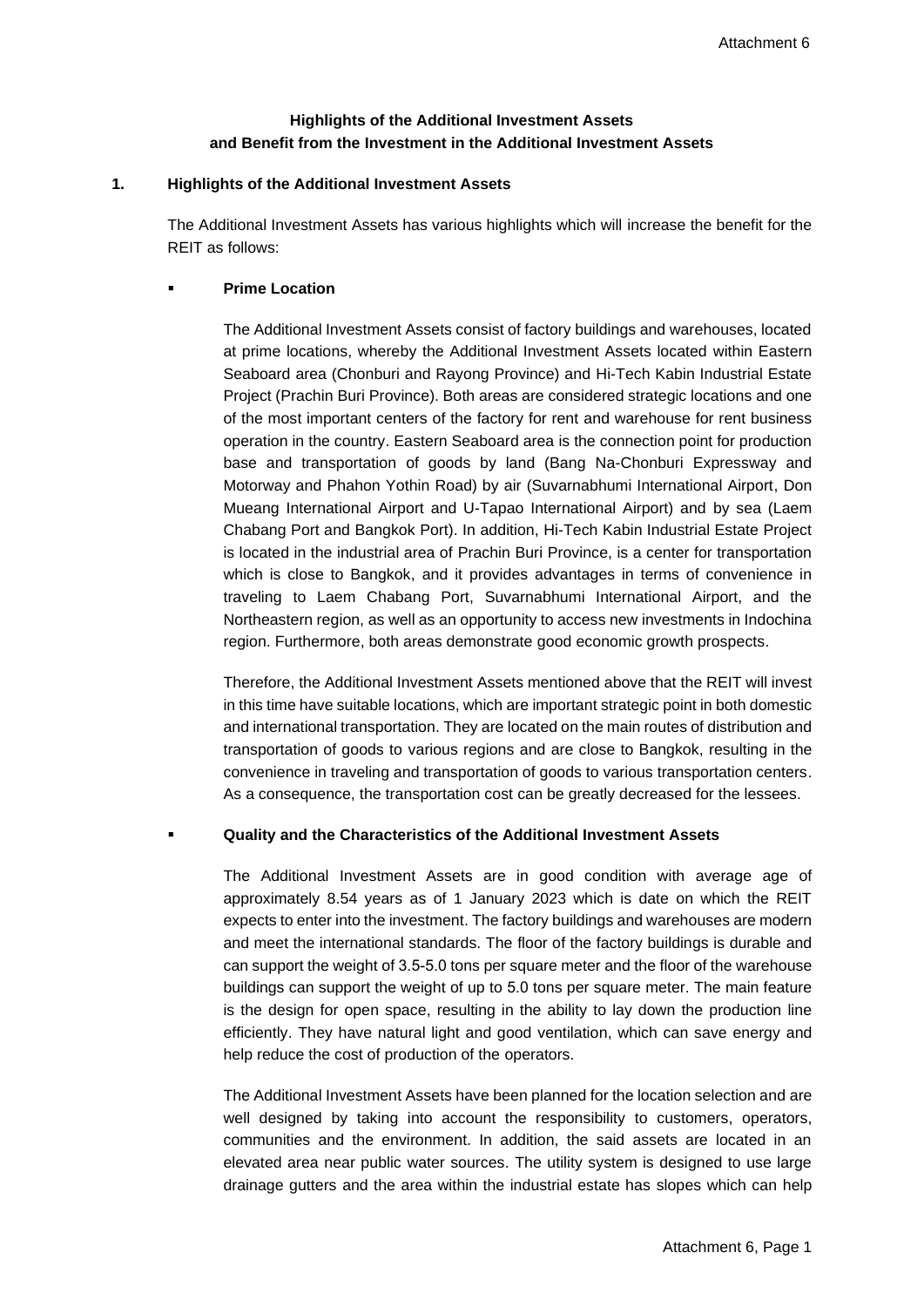Attachment 6

**Highlights of the Additional Investment Assets and Benefit from the Investment in the Additional Investment Assets**

## 1. Highlights of the Additional Investment Assets

The Additional Investment Assets has various highlights which will increase the benefit for the REIT as follows:

- **Prime Location**

  The Additional Investment Assets consist of factory buildings and warehouses, located at prime locations, whereby the Additional Investment Assets located within Eastern Seaboard area (Chonburi and Rayong Province) and Hi-Tech Kabin Industrial Estate Project (Prachin Buri Province). Both areas are considered strategic locations and one of the most important centers of the factory for rent and warehouse for rent business operation in the country. Eastern Seaboard area is the connection point for production base and transportation of goods by land (Bang Na-Chonburi Expressway and Motorway and Phahon Yothin Road) by air (Suvarnabhumi International Airport, Don Mueang International Airport and U-Tapao International Airport) and by sea (Laem Chabang Port and Bangkok Port). In addition, Hi-Tech Kabin Industrial Estate Project is located in the industrial area of Prachin Buri Province, is a center for transportation which is close to Bangkok, and it provides advantages in terms of convenience in traveling to Laem Chabang Port, Suvarnabhumi International Airport, and the Northeastern region, as well as an opportunity to access new investments in Indochina region. Furthermore, both areas demonstrate good economic growth prospects.

  Therefore, the Additional Investment Assets mentioned above that the REIT will invest in this time have suitable locations, which are important strategic point in both domestic and international transportation. They are located on the main routes of distribution and transportation of goods to various regions and are close to Bangkok, resulting in the convenience in traveling and transportation of goods to various transportation centers. As a consequence, the transportation cost can be greatly decreased for the lessees.

- **Quality and the Characteristics of the Additional Investment Assets**

  The Additional Investment Assets are in good condition with average age of approximately 8.54 years as of 1 January 2023 which is date on which the REIT expects to enter into the investment. The factory buildings and warehouses are modern and meet the international standards. The floor of the factory buildings is durable and can support the weight of 3.5-5.0 tons per square meter and the floor of the warehouse buildings can support the weight of up to 5.0 tons per square meter. The main feature is the design for open space, resulting in the ability to lay down the production line efficiently. They have natural light and good ventilation, which can save energy and help reduce the cost of production of the operators.

  The Additional Investment Assets have been planned for the location selection and are well designed by taking into account the responsibility to customers, operators, communities and the environment. In addition, the said assets are located in an elevated area near public water sources. The utility system is designed to use large drainage gutters and the area within the industrial estate has slopes which can help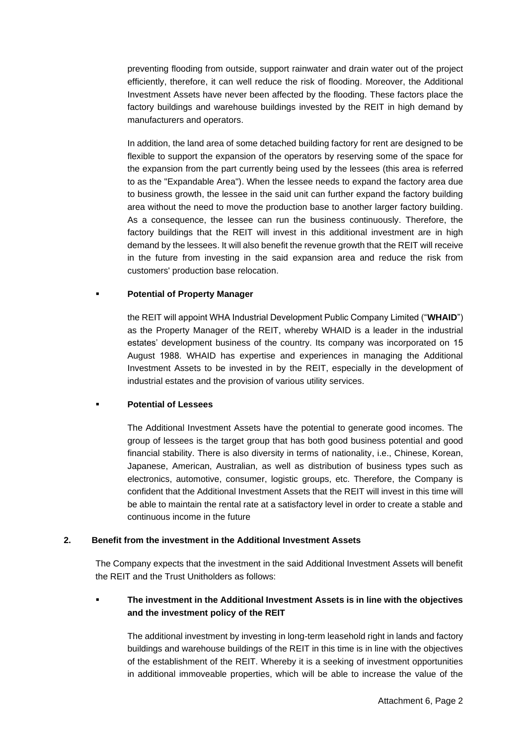preventing flooding from outside, support rainwater and drain water out of the project efficiently, therefore, it can well reduce the risk of flooding. Moreover, the Additional Investment Assets have never been affected by the flooding. These factors place the factory buildings and warehouse buildings invested by the REIT in high demand by manufacturers and operators.

In addition, the land area of some detached building factory for rent are designed to be flexible to support the expansion of the operators by reserving some of the space for the expansion from the part currently being used by the lessees (this area is referred to as the "Expandable Area"). When the lessee needs to expand the factory area due to business growth, the lessee in the said unit can further expand the factory building area without the need to move the production base to another larger factory building. As a consequence, the lessee can run the business continuously. Therefore, the factory buildings that the REIT will invest in this additional investment are in high demand by the lessees. It will also benefit the revenue growth that the REIT will receive in the future from investing in the said expansion area and reduce the risk from customers' production base relocation.

- **Potential of Property Manager**

  the REIT will appoint WHA Industrial Development Public Company Limited ("**WHAID**") as the Property Manager of the REIT, whereby WHAID is a leader in the industrial estates' development business of the country. Its company was incorporated on 15 August 1988. WHAID has expertise and experiences in managing the Additional Investment Assets to be invested in by the REIT, especially in the development of industrial estates and the provision of various utility services.

- **Potential of Lessees**

  The Additional Investment Assets have the potential to generate good incomes. The group of lessees is the target group that has both good business potential and good financial stability. There is also diversity in terms of nationality, i.e., Chinese, Korean, Japanese, American, Australian, as well as distribution of business types such as electronics, automotive, consumer, logistic groups, etc. Therefore, the Company is confident that the Additional Investment Assets that the REIT will invest in this time will be able to maintain the rental rate at a satisfactory level in order to create a stable and continuous income in the future

**2. Benefit from the investment in the Additional Investment Assets**

The Company expects that the investment in the said Additional Investment Assets will benefit the REIT and the Trust Unitholders as follows:

- **The investment in the Additional Investment Assets is in line with the objectives and the investment policy of the REIT**

  The additional investment by investing in long-term leasehold right in lands and factory buildings and warehouse buildings of the REIT in this time is in line with the objectives of the establishment of the REIT. Whereby it is a seeking of investment opportunities in additional immoveable properties, which will be able to increase the value of the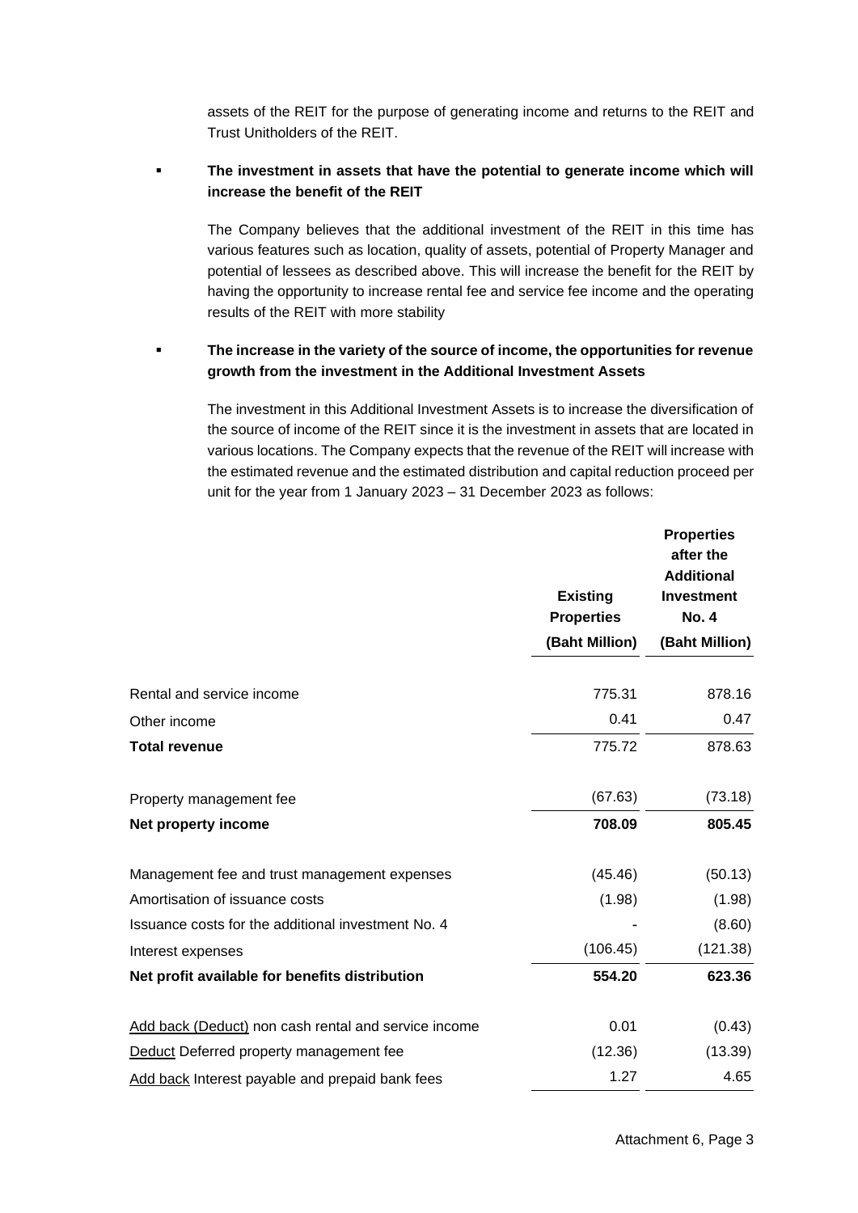assets of the REIT for the purpose of generating income and returns to the REIT and Trust Unitholders of the REIT.

- **The investment in assets that have the potential to generate income which will increase the benefit of the REIT**

  The Company believes that the additional investment of the REIT in this time has various features such as location, quality of assets, potential of Property Manager and potential of lessees as described above. This will increase the benefit for the REIT by having the opportunity to increase rental fee and service fee income and the operating results of the REIT with more stability

- **The increase in the variety of the source of income, the opportunities for revenue growth from the investment in the Additional Investment Assets**

  The investment in this Additional Investment Assets is to increase the diversification of the source of income of the REIT since it is the investment in assets that are located in various locations. The Company expects that the revenue of the REIT will increase with the estimated revenue and the estimated distribution and capital reduction proceed per unit for the year from 1 January 2023 – 31 December 2023 as follows:

| | Existing Properties (Baht Million) | Properties after the Additional Investment No. 4 (Baht Million) |
|---|---|---|
| Rental and service income | 775.31 | 878.16 |
| Other income | 0.41 | 0.47 |
| **Total revenue** | 775.72 | 878.63 |
| Property management fee | (67.63) | (73.18) |
| **Net property income** | **708.09** | **805.45** |
| Management fee and trust management expenses | (45.46) | (50.13) |
| Amortisation of issuance costs | (1.98) | (1.98) |
| Issuance costs for the additional investment No. 4 | - | (8.60) |
| Interest expenses | (106.45) | (121.38) |
| **Net profit available for benefits distribution** | **554.20** | **623.36** |
| Add back (Deduct) non cash rental and service income | 0.01 | (0.43) |
| Deduct Deferred property management fee | (12.36) | (13.39) |
| Add back Interest payable and prepaid bank fees | 1.27 | 4.65 |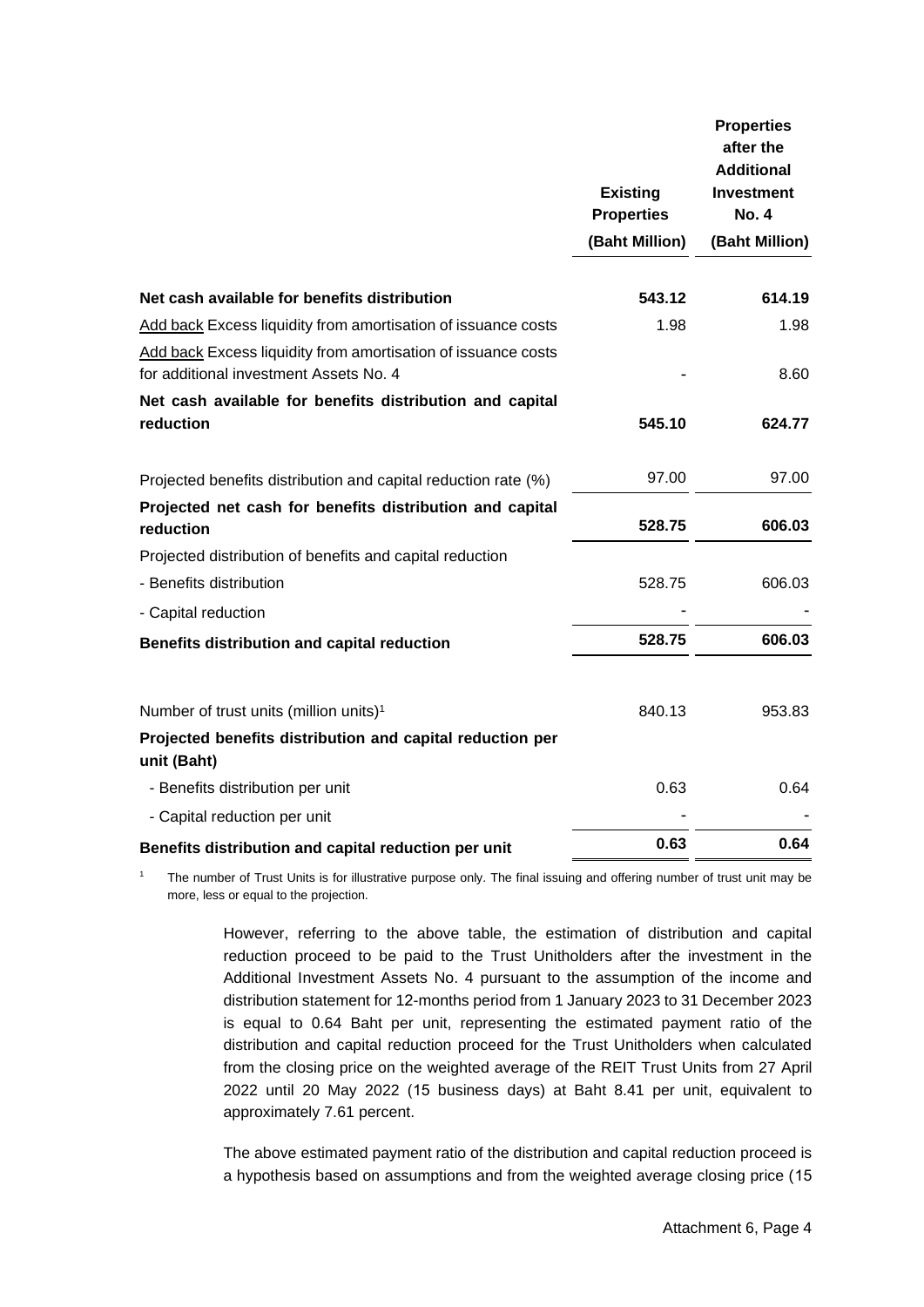| | Existing Properties (Baht Million) | Properties after the Additional Investment No. 4 (Baht Million) |
|---|---|---|
| **Net cash available for benefits distribution** | **543.12** | **614.19** |
| Add back Excess liquidity from amortisation of issuance costs | 1.98 | 1.98 |
| Add back Excess liquidity from amortisation of issuance costs for additional investment Assets No. 4 | - | 8.60 |
| **Net cash available for benefits distribution and capital reduction** | **545.10** | **624.77** |
| Projected benefits distribution and capital reduction rate (%) | 97.00 | 97.00 |
| **Projected net cash for benefits distribution and capital reduction** | **528.75** | **606.03** |
| Projected distribution of benefits and capital reduction | | |
| - Benefits distribution | 528.75 | 606.03 |
| - Capital reduction | - | - |
| **Benefits distribution and capital reduction** | **528.75** | **606.03** |
| Number of trust units (million units)[1] | 840.13 | 953.83 |
| **Projected benefits distribution and capital reduction per unit (Baht)** | | |
| - Benefits distribution per unit | 0.63 | 0.64 |
| - Capital reduction per unit | - | - |
| **Benefits distribution and capital reduction per unit** | **0.63** | **0.64** |

[1] The number of Trust Units is for illustrative purpose only. The final issuing and offering number of trust unit may be more, less or equal to the projection.

However, referring to the above table, the estimation of distribution and capital reduction proceed to be paid to the Trust Unitholders after the investment in the Additional Investment Assets No. 4 pursuant to the assumption of the income and distribution statement for 12-months period from 1 January 2023 to 31 December 2023 is equal to 0.64 Baht per unit, representing the estimated payment ratio of the distribution and capital reduction proceed for the Trust Unitholders when calculated from the closing price on the weighted average of the REIT Trust Units from 27 April 2022 until 20 May 2022 (15 business days) at Baht 8.41 per unit, equivalent to approximately 7.61 percent.

The above estimated payment ratio of the distribution and capital reduction proceed is a hypothesis based on assumptions and from the weighted average closing price (15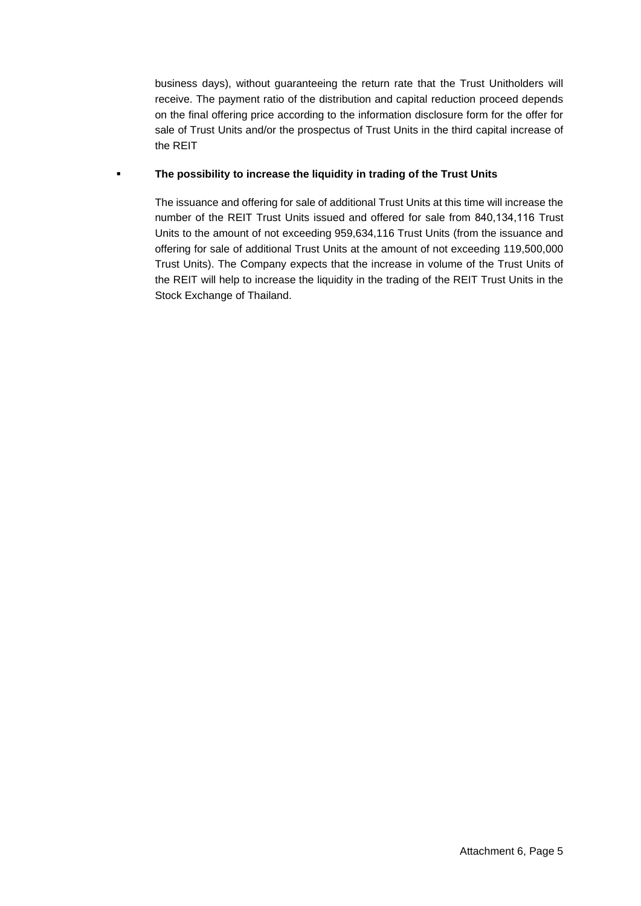business days), without guaranteeing the return rate that the Trust Unitholders will receive. The payment ratio of the distribution and capital reduction proceed depends on the final offering price according to the information disclosure form for the offer for sale of Trust Units and/or the prospectus of Trust Units in the third capital increase of the REIT

- **The possibility to increase the liquidity in trading of the Trust Units**

  The issuance and offering for sale of additional Trust Units at this time will increase the number of the REIT Trust Units issued and offered for sale from 840,134,116 Trust Units to the amount of not exceeding 959,634,116 Trust Units (from the issuance and offering for sale of additional Trust Units at the amount of not exceeding 119,500,000 Trust Units). The Company expects that the increase in volume of the Trust Units of the REIT will help to increase the liquidity in the trading of the REIT Trust Units in the Stock Exchange of Thailand.